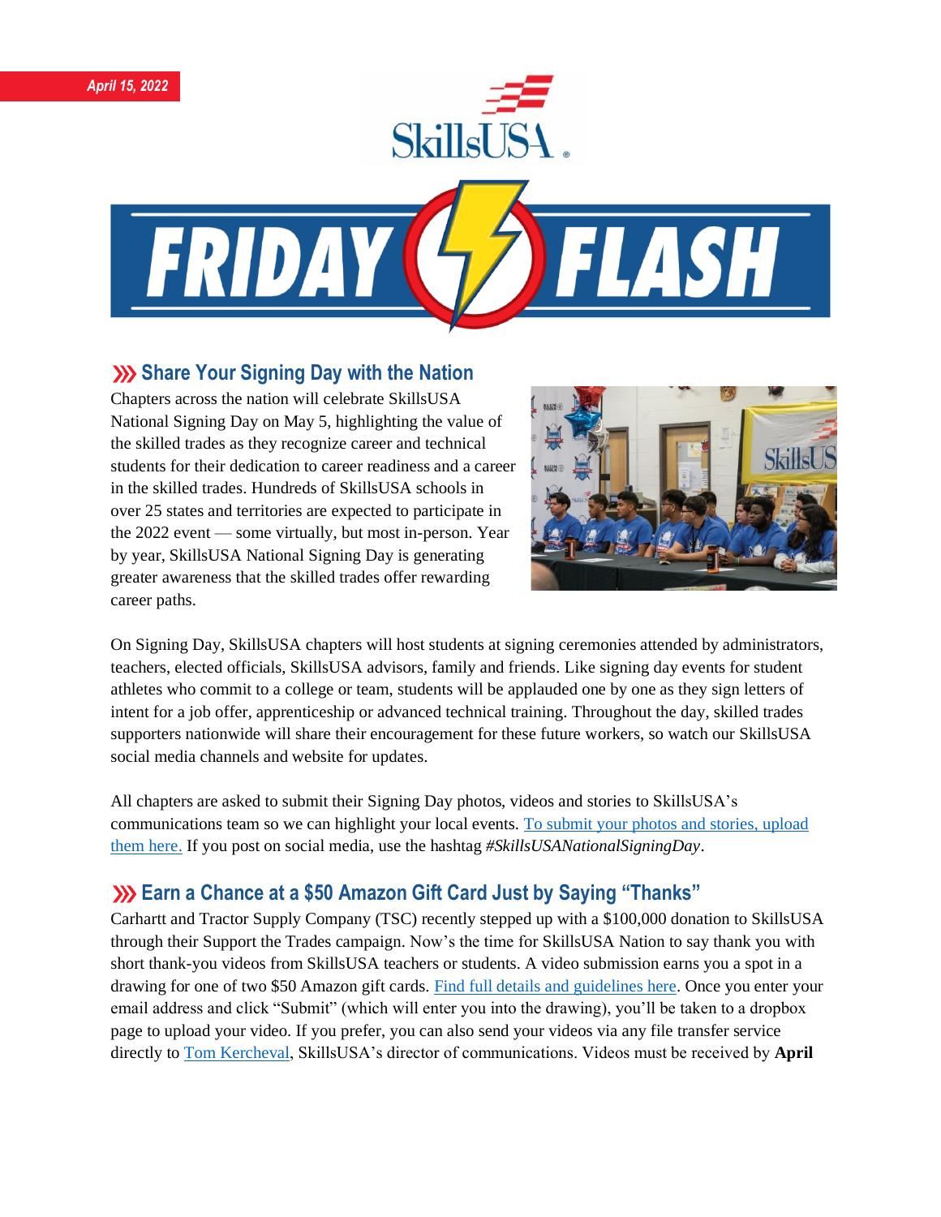*April 15, 2022*

# FRIDAY FLASH

## ››› Share Your Signing Day with the Nation

Chapters across the nation will celebrate SkillsUSA National Signing Day on May 5, highlighting the value of the skilled trades as they recognize career and technical students for their dedication to career readiness and a career in the skilled trades. Hundreds of SkillsUSA schools in over 25 states and territories are expected to participate in the 2022 event — some virtually, but most in-person. Year by year, SkillsUSA National Signing Day is generating greater awareness that the skilled trades offer rewarding career paths.

On Signing Day, SkillsUSA chapters will host students at signing ceremonies attended by administrators, teachers, elected officials, SkillsUSA advisors, family and friends. Like signing day events for student athletes who commit to a college or team, students will be applauded one by one as they sign letters of intent for a job offer, apprenticeship or advanced technical training. Throughout the day, skilled trades supporters nationwide will share their encouragement for these future workers, so watch our SkillsUSA social media channels and website for updates.

All chapters are asked to submit their Signing Day photos, videos and stories to SkillsUSA's communications team so we can highlight your local events. To submit your photos and stories, upload them here. If you post on social media, use the hashtag *#SkillsUSANationalSigningDay*.

## ››› Earn a Chance at a $50 Amazon Gift Card Just by Saying "Thanks"

Carhartt and Tractor Supply Company (TSC) recently stepped up with a $100,000 donation to SkillsUSA through their Support the Trades campaign. Now's the time for SkillsUSA Nation to say thank you with short thank-you videos from SkillsUSA teachers or students. A video submission earns you a spot in a drawing for one of two $50 Amazon gift cards. Find full details and guidelines here. Once you enter your email address and click "Submit" (which will enter you into the drawing), you'll be taken to a dropbox page to upload your video. If you prefer, you can also send your videos via any file transfer service directly to Tom Kercheval, SkillsUSA's director of communications. Videos must be received by **April**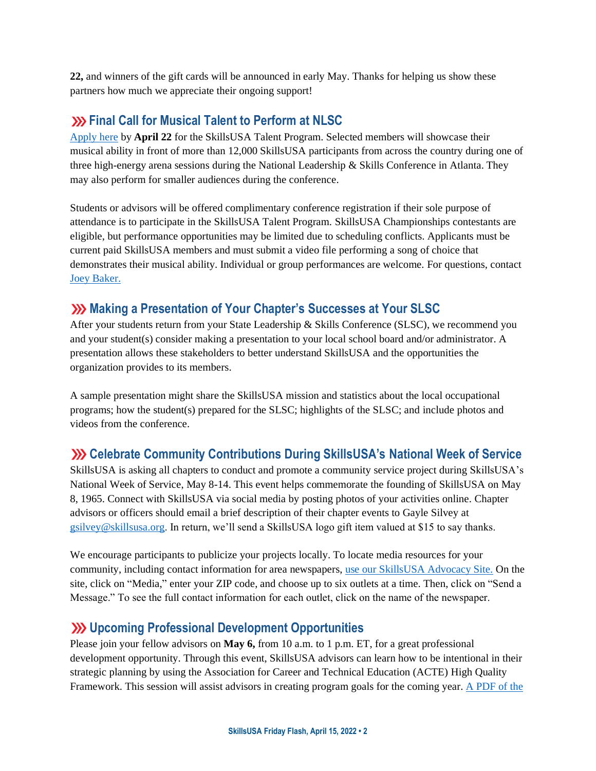**22,** and winners of the gift cards will be announced in early May. Thanks for helping us show these partners how much we appreciate their ongoing support!

## Final Call for Musical Talent to Perform at NLSC

Apply here by **April 22** for the SkillsUSA Talent Program. Selected members will showcase their musical ability in front of more than 12,000 SkillsUSA participants from across the country during one of three high-energy arena sessions during the National Leadership & Skills Conference in Atlanta. They may also perform for smaller audiences during the conference.

Students or advisors will be offered complimentary conference registration if their sole purpose of attendance is to participate in the SkillsUSA Talent Program. SkillsUSA Championships contestants are eligible, but performance opportunities may be limited due to scheduling conflicts. Applicants must be current paid SkillsUSA members and must submit a video file performing a song of choice that demonstrates their musical ability. Individual or group performances are welcome. For questions, contact Joey Baker.

## Making a Presentation of Your Chapter's Successes at Your SLSC

After your students return from your State Leadership & Skills Conference (SLSC), we recommend you and your student(s) consider making a presentation to your local school board and/or administrator. A presentation allows these stakeholders to better understand SkillsUSA and the opportunities the organization provides to its members.

A sample presentation might share the SkillsUSA mission and statistics about the local occupational programs; how the student(s) prepared for the SLSC; highlights of the SLSC; and include photos and videos from the conference.

## Celebrate Community Contributions During SkillsUSA's National Week of Service

SkillsUSA is asking all chapters to conduct and promote a community service project during SkillsUSA's National Week of Service, May 8-14. This event helps commemorate the founding of SkillsUSA on May 8, 1965. Connect with SkillsUSA via social media by posting photos of your activities online. Chapter advisors or officers should email a brief description of their chapter events to Gayle Silvey at gsilvey@skillsusa.org. In return, we'll send a SkillsUSA logo gift item valued at $15 to say thanks.

We encourage participants to publicize your projects locally. To locate media resources for your community, including contact information for area newspapers, use our SkillsUSA Advocacy Site. On the site, click on "Media," enter your ZIP code, and choose up to six outlets at a time. Then, click on "Send a Message." To see the full contact information for each outlet, click on the name of the newspaper.

## Upcoming Professional Development Opportunities

Please join your fellow advisors on **May 6,** from 10 a.m. to 1 p.m. ET, for a great professional development opportunity. Through this event, SkillsUSA advisors can learn how to be intentional in their strategic planning by using the Association for Career and Technical Education (ACTE) High Quality Framework. This session will assist advisors in creating program goals for the coming year. A PDF of the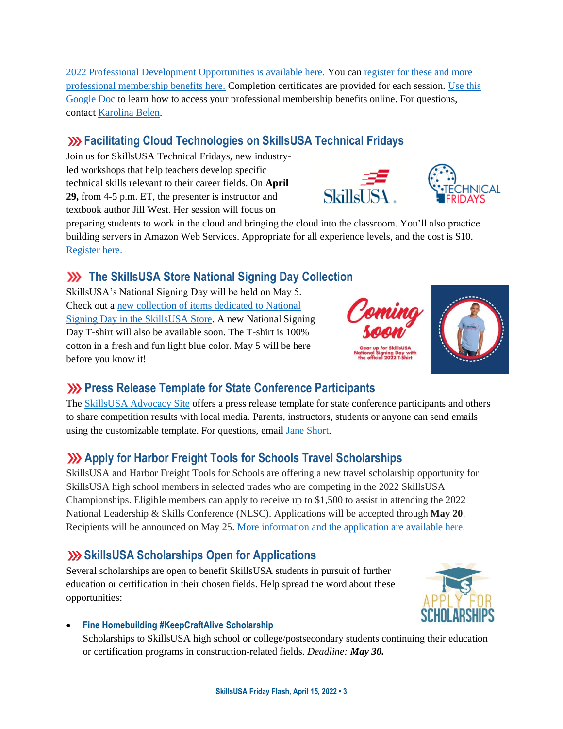2022 Professional Development Opportunities is available here. You can register for these and more professional membership benefits here. Completion certificates are provided for each session. Use this Google Doc to learn how to access your professional membership benefits online. For questions, contact Karolina Belen.

## Facilitating Cloud Technologies on SkillsUSA Technical Fridays

Join us for SkillsUSA Technical Fridays, new industry-led workshops that help teachers develop specific technical skills relevant to their career fields. On **April 29,** from 4-5 p.m. ET, the presenter is instructor and textbook author Jill West. Her session will focus on preparing students to work in the cloud and bringing the cloud into the classroom. You'll also practice building servers in Amazon Web Services. Appropriate for all experience levels, and the cost is $10. Register here.

## The SkillsUSA Store National Signing Day Collection

SkillsUSA's National Signing Day will be held on May 5. Check out a new collection of items dedicated to National Signing Day in the SkillsUSA Store. A new National Signing Day T-shirt will also be available soon. The T-shirt is 100% cotton in a fresh and fun light blue color. May 5 will be here before you know it!

## Press Release Template for State Conference Participants

The SkillsUSA Advocacy Site offers a press release template for state conference participants and others to share competition results with local media. Parents, instructors, students or anyone can send emails using the customizable template. For questions, email Jane Short.

## Apply for Harbor Freight Tools for Schools Travel Scholarships

SkillsUSA and Harbor Freight Tools for Schools are offering a new travel scholarship opportunity for SkillsUSA high school members in selected trades who are competing in the 2022 SkillsUSA Championships. Eligible members can apply to receive up to $1,500 to assist in attending the 2022 National Leadership & Skills Conference (NLSC). Applications will be accepted through **May 20**. Recipients will be announced on May 25. More information and the application are available here.

## SkillsUSA Scholarships Open for Applications

Several scholarships are open to benefit SkillsUSA students in pursuit of further education or certification in their chosen fields. Help spread the word about these opportunities:

- **Fine Homebuilding #KeepCraftAlive Scholarship**
  Scholarships to SkillsUSA high school or college/postsecondary students continuing their education or certification programs in construction-related fields. *Deadline:* ***May 30.***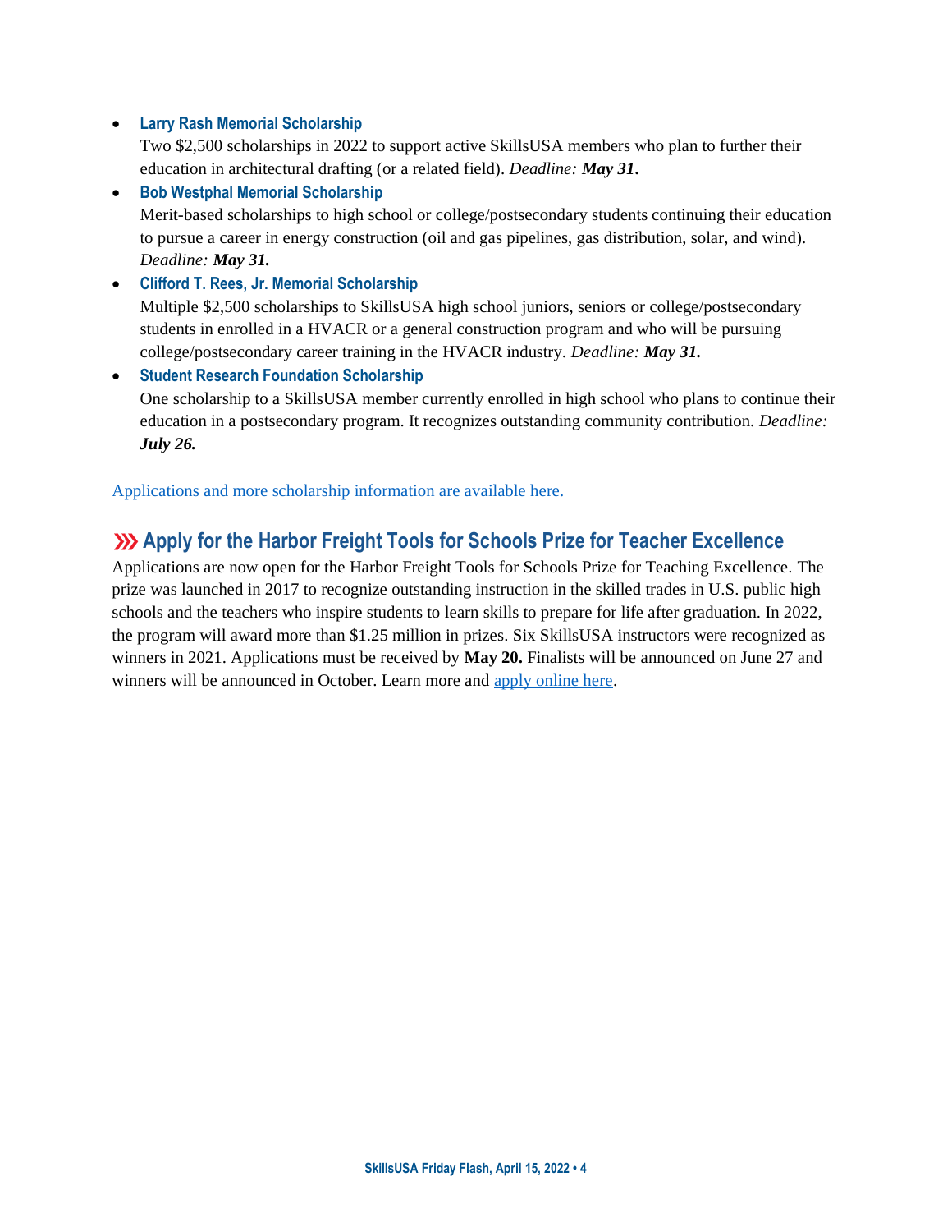- **Larry Rash Memorial Scholarship**
  Two $2,500 scholarships in 2022 to support active SkillsUSA members who plan to further their education in architectural drafting (or a related field). *Deadline: **May 31.***
- **Bob Westphal Memorial Scholarship**
  Merit-based scholarships to high school or college/postsecondary students continuing their education to pursue a career in energy construction (oil and gas pipelines, gas distribution, solar, and wind). *Deadline: **May 31.***
- **Clifford T. Rees, Jr. Memorial Scholarship**
  Multiple $2,500 scholarships to SkillsUSA high school juniors, seniors or college/postsecondary students in enrolled in a HVACR or a general construction program and who will be pursuing college/postsecondary career training in the HVACR industry. *Deadline: **May 31.***
- **Student Research Foundation Scholarship**
  One scholarship to a SkillsUSA member currently enrolled in high school who plans to continue their education in a postsecondary program. It recognizes outstanding community contribution. *Deadline: **July 26.***

Applications and more scholarship information are available here.

## ››› Apply for the Harbor Freight Tools for Schools Prize for Teacher Excellence

Applications are now open for the Harbor Freight Tools for Schools Prize for Teaching Excellence. The prize was launched in 2017 to recognize outstanding instruction in the skilled trades in U.S. public high schools and the teachers who inspire students to learn skills to prepare for life after graduation. In 2022, the program will award more than $1.25 million in prizes. Six SkillsUSA instructors were recognized as winners in 2021. Applications must be received by **May 20.** Finalists will be announced on June 27 and winners will be announced in October. Learn more and apply online here.